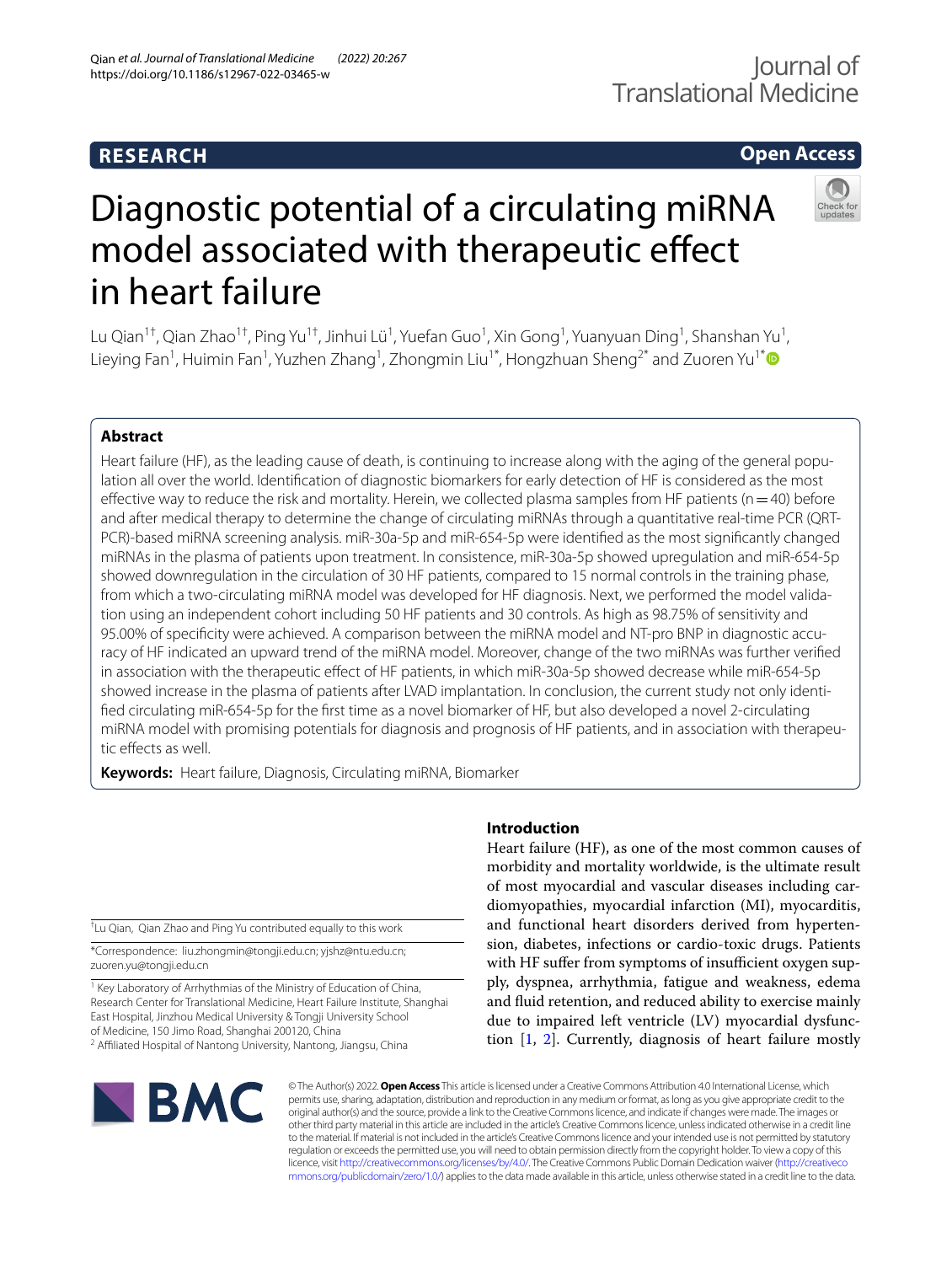RESEARCH

Open Access

# Diagnostic potential of a circulating miRNA model associated with therapeutic effect in heart failure

Lu Qian[1†], Qian Zhao[1†], Ping Yu[1†], Jinhui Lü[1], Yuefan Guo[1], Xin Gong[1], Yuanyuan Ding[1], Shanshan Yu[1], Lieying Fan[1], Huimin Fan[1], Yuzhen Zhang[1], Zhongmin Liu[1*], Hongzhuan Sheng[2*] and Zuoren Yu[1*]

## Abstract

Heart failure (HF), as the leading cause of death, is continuing to increase along with the aging of the general population all over the world. Identification of diagnostic biomarkers for early detection of HF is considered as the most effective way to reduce the risk and mortality. Herein, we collected plasma samples from HF patients (n = 40) before and after medical therapy to determine the change of circulating miRNAs through a quantitative real-time PCR (QRT-PCR)-based miRNA screening analysis. miR-30a-5p and miR-654-5p were identified as the most significantly changed miRNAs in the plasma of patients upon treatment. In consistence, miR-30a-5p showed upregulation and miR-654-5p showed downregulation in the circulation of 30 HF patients, compared to 15 normal controls in the training phase, from which a two-circulating miRNA model was developed for HF diagnosis. Next, we performed the model validation using an independent cohort including 50 HF patients and 30 controls. As high as 98.75% of sensitivity and 95.00% of specificity were achieved. A comparison between the miRNA model and NT-pro BNP in diagnostic accuracy of HF indicated an upward trend of the miRNA model. Moreover, change of the two miRNAs was further verified in association with the therapeutic effect of HF patients, in which miR-30a-5p showed decrease while miR-654-5p showed increase in the plasma of patients after LVAD implantation. In conclusion, the current study not only identified circulating miR-654-5p for the first time as a novel biomarker of HF, but also developed a novel 2-circulating miRNA model with promising potentials for diagnosis and prognosis of HF patients, and in association with therapeutic effects as well.

**Keywords:** Heart failure, Diagnosis, Circulating miRNA, Biomarker

## Introduction

Heart failure (HF), as one of the most common causes of morbidity and mortality worldwide, is the ultimate result of most myocardial and vascular diseases including cardiomyopathies, myocardial infarction (MI), myocarditis, and functional heart disorders derived from hypertension, diabetes, infections or cardio-toxic drugs. Patients with HF suffer from symptoms of insufficient oxygen supply, dyspnea, arrhythmia, fatigue and weakness, edema and fluid retention, and reduced ability to exercise mainly due to impaired left ventricle (LV) myocardial dysfunction [1, 2]. Currently, diagnosis of heart failure mostly

[†]Lu Qian, Qian Zhao and Ping Yu contributed equally to this work

*Correspondence: liu.zhongmin@tongji.edu.cn; yjshz@ntu.edu.cn; zuoren.yu@tongji.edu.cn

[1] Key Laboratory of Arrhythmias of the Ministry of Education of China, Research Center for Translational Medicine, Heart Failure Institute, Shanghai East Hospital, Jinzhou Medical University & Tongji University School of Medicine, 150 Jimo Road, Shanghai 200120, China

[2] Affiliated Hospital of Nantong University, Nantong, Jiangsu, China

© The Author(s) 2022. **Open Access** This article is licensed under a Creative Commons Attribution 4.0 International License, which permits use, sharing, adaptation, distribution and reproduction in any medium or format, as long as you give appropriate credit to the original author(s) and the source, provide a link to the Creative Commons licence, and indicate if changes were made. The images or other third party material in this article are included in the article's Creative Commons licence, unless indicated otherwise in a credit line to the material. If material is not included in the article's Creative Commons licence and your intended use is not permitted by statutory regulation or exceeds the permitted use, you will need to obtain permission directly from the copyright holder. To view a copy of this licence, visit http://creativecommons.org/licenses/by/4.0/. The Creative Commons Public Domain Dedication waiver (http://creativecommons.org/publicdomain/zero/1.0/) applies to the data made available in this article, unless otherwise stated in a credit line to the data.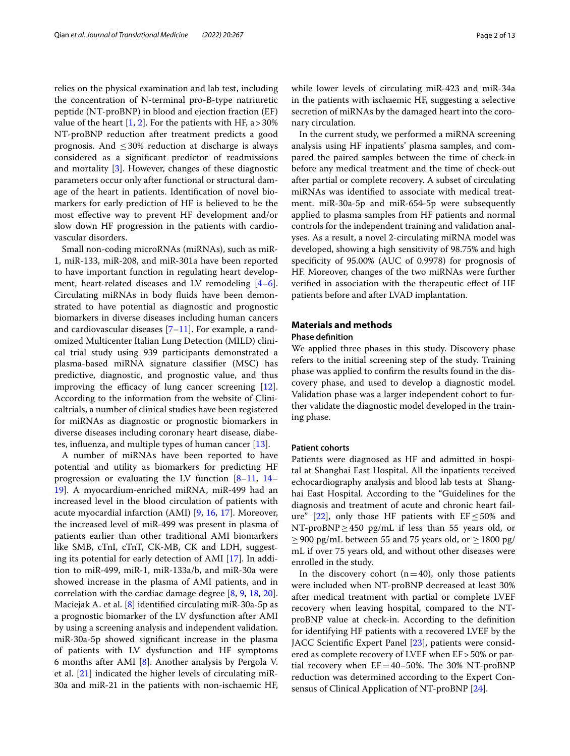relies on the physical examination and lab test, including the concentration of N-terminal pro-B-type natriuretic peptide (NT-proBNP) in blood and ejection fraction (EF) value of the heart [1, 2]. For the patients with HF, a > 30% NT-proBNP reduction after treatment predicts a good prognosis. And ≤ 30% reduction at discharge is always considered as a significant predictor of readmissions and mortality [3]. However, changes of these diagnostic parameters occur only after functional or structural damage of the heart in patients. Identification of novel biomarkers for early prediction of HF is believed to be the most effective way to prevent HF development and/or slow down HF progression in the patients with cardiovascular disorders.

Small non-coding microRNAs (miRNAs), such as miR-1, miR-133, miR-208, and miR-301a have been reported to have important function in regulating heart development, heart-related diseases and LV remodeling [4–6]. Circulating miRNAs in body fluids have been demonstrated to have potential as diagnostic and prognostic biomarkers in diverse diseases including human cancers and cardiovascular diseases [7–11]. For example, a randomized Multicenter Italian Lung Detection (MILD) clinical trial study using 939 participants demonstrated a plasma-based miRNA signature classifier (MSC) has predictive, diagnostic, and prognostic value, and thus improving the efficacy of lung cancer screening [12]. According to the information from the website of Clinicaltrials, a number of clinical studies have been registered for miRNAs as diagnostic or prognostic biomarkers in diverse diseases including coronary heart disease, diabetes, influenza, and multiple types of human cancer [13].

A number of miRNAs have been reported to have potential and utility as biomarkers for predicting HF progression or evaluating the LV function [8–11, 14–19]. A myocardium-enriched miRNA, miR-499 had an increased level in the blood circulation of patients with acute myocardial infarction (AMI) [9, 16, 17]. Moreover, the increased level of miR-499 was present in plasma of patients earlier than other traditional AMI biomarkers like SMB, cTnI, cTnT, CK-MB, CK and LDH, suggesting its potential for early detection of AMI [17]. In addition to miR-499, miR-1, miR-133a/b, and miR-30a were showed increase in the plasma of AMI patients, and in correlation with the cardiac damage degree [8, 9, 18, 20]. Maciejak A. et al. [8] identified circulating miR-30a-5p as a prognostic biomarker of the LV dysfunction after AMI by using a screening analysis and independent validation. miR-30a-5p showed significant increase in the plasma of patients with LV dysfunction and HF symptoms 6 months after AMI [8]. Another analysis by Pergola V. et al. [21] indicated the higher levels of circulating miR-30a and miR-21 in the patients with non-ischaemic HF, while lower levels of circulating miR-423 and miR-34a in the patients with ischaemic HF, suggesting a selective secretion of miRNAs by the damaged heart into the coronary circulation.

In the current study, we performed a miRNA screening analysis using HF inpatients' plasma samples, and compared the paired samples between the time of check-in before any medical treatment and the time of check-out after partial or complete recovery. A subset of circulating miRNAs was identified to associate with medical treatment. miR-30a-5p and miR-654-5p were subsequently applied to plasma samples from HF patients and normal controls for the independent training and validation analyses. As a result, a novel 2-circulating miRNA model was developed, showing a high sensitivity of 98.75% and high specificity of 95.00% (AUC of 0.9978) for prognosis of HF. Moreover, changes of the two miRNAs were further verified in association with the therapeutic effect of HF patients before and after LVAD implantation.

## Materials and methods

### Phase definition

We applied three phases in this study. Discovery phase refers to the initial screening step of the study. Training phase was applied to confirm the results found in the discovery phase, and used to develop a diagnostic model. Validation phase was a larger independent cohort to further validate the diagnostic model developed in the training phase.

### Patient cohorts

Patients were diagnosed as HF and admitted in hospital at Shanghai East Hospital. All the inpatients received echocardiography analysis and blood lab tests at Shanghai East Hospital. According to the "Guidelines for the diagnosis and treatment of acute and chronic heart failure" [22], only those HF patients with EF ≤ 50% and NT-proBNP ≥ 450 pg/mL if less than 55 years old, or ≥ 900 pg/mL between 55 and 75 years old, or ≥ 1800 pg/mL if over 75 years old, and without other diseases were enrolled in the study.

In the discovery cohort (n = 40), only those patients were included when NT-proBNP decreased at least 30% after medical treatment with partial or complete LVEF recovery when leaving hospital, compared to the NT-proBNP value at check-in. According to the definition for identifying HF patients with a recovered LVEF by the JACC Scientific Expert Panel [23], patients were considered as complete recovery of LVEF when EF > 50% or partial recovery when EF = 40–50%. The 30% NT-proBNP reduction was determined according to the Expert Consensus of Clinical Application of NT-proBNP [24].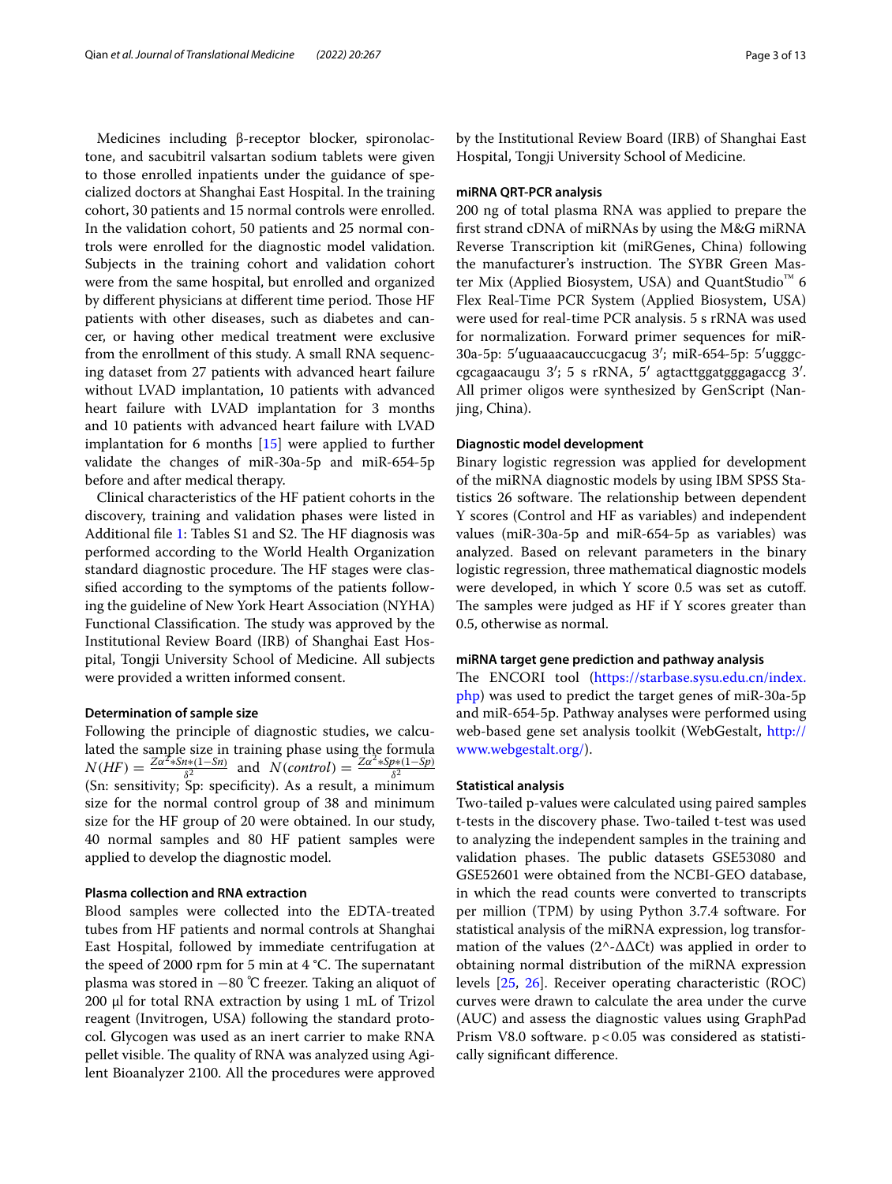Medicines including β-receptor blocker, spironolactone, and sacubitril valsartan sodium tablets were given to those enrolled inpatients under the guidance of specialized doctors at Shanghai East Hospital. In the training cohort, 30 patients and 15 normal controls were enrolled. In the validation cohort, 50 patients and 25 normal controls were enrolled for the diagnostic model validation. Subjects in the training cohort and validation cohort were from the same hospital, but enrolled and organized by different physicians at different time period. Those HF patients with other diseases, such as diabetes and cancer, or having other medical treatment were exclusive from the enrollment of this study. A small RNA sequencing dataset from 27 patients with advanced heart failure without LVAD implantation, 10 patients with advanced heart failure with LVAD implantation for 3 months and 10 patients with advanced heart failure with LVAD implantation for 6 months [15] were applied to further validate the changes of miR-30a-5p and miR-654-5p before and after medical therapy.

Clinical characteristics of the HF patient cohorts in the discovery, training and validation phases were listed in Additional file 1: Tables S1 and S2. The HF diagnosis was performed according to the World Health Organization standard diagnostic procedure. The HF stages were classified according to the symptoms of the patients following the guideline of New York Heart Association (NYHA) Functional Classification. The study was approved by the Institutional Review Board (IRB) of Shanghai East Hospital, Tongji University School of Medicine. All subjects were provided a written informed consent.

#### Determination of sample size

Following the principle of diagnostic studies, we calculated the sample size in training phase using the formula $N(HF) = \frac{Z\alpha^2 * Sn * (1-Sn)}{\delta^2}$ and $N(control) = \frac{Z\alpha^2 * Sp * (1-Sp)}{\delta^2}$ (Sn: sensitivity; Sp: specificity). As a result, a minimum size for the normal control group of 38 and minimum size for the HF group of 20 were obtained. In our study, 40 normal samples and 80 HF patient samples were applied to develop the diagnostic model.

#### Plasma collection and RNA extraction

Blood samples were collected into the EDTA-treated tubes from HF patients and normal controls at Shanghai East Hospital, followed by immediate centrifugation at the speed of 2000 rpm for 5 min at 4 °C. The supernatant plasma was stored in −80 ℃ freezer. Taking an aliquot of 200 μl for total RNA extraction by using 1 mL of Trizol reagent (Invitrogen, USA) following the standard protocol. Glycogen was used as an inert carrier to make RNA pellet visible. The quality of RNA was analyzed using Agilent Bioanalyzer 2100. All the procedures were approved by the Institutional Review Board (IRB) of Shanghai East Hospital, Tongji University School of Medicine.

#### miRNA QRT-PCR analysis

200 ng of total plasma RNA was applied to prepare the first strand cDNA of miRNAs by using the M&G miRNA Reverse Transcription kit (miRGenes, China) following the manufacturer's instruction. The SYBR Green Master Mix (Applied Biosystem, USA) and QuantStudio™ 6 Flex Real-Time PCR System (Applied Biosystem, USA) were used for real-time PCR analysis. 5 s rRNA was used for normalization. Forward primer sequences for miR-30a-5p: 5′uguaaacauccucgacug 3′; miR-654-5p: 5′ugggccgcagaacaugu 3′; 5 s rRNA, 5′ agtacttggatgggagaccg 3′. All primer oligos were synthesized by GenScript (Nanjing, China).

#### Diagnostic model development

Binary logistic regression was applied for development of the miRNA diagnostic models by using IBM SPSS Statistics 26 software. The relationship between dependent Y scores (Control and HF as variables) and independent values (miR-30a-5p and miR-654-5p as variables) was analyzed. Based on relevant parameters in the binary logistic regression, three mathematical diagnostic models were developed, in which Y score 0.5 was set as cutoff. The samples were judged as HF if Y scores greater than 0.5, otherwise as normal.

#### miRNA target gene prediction and pathway analysis

The ENCORI tool (https://starbase.sysu.edu.cn/index.php) was used to predict the target genes of miR-30a-5p and miR-654-5p. Pathway analyses were performed using web-based gene set analysis toolkit (WebGestalt, http://www.webgestalt.org/).

#### Statistical analysis

Two-tailed p-values were calculated using paired samples t-tests in the discovery phase. Two-tailed t-test was used to analyzing the independent samples in the training and validation phases. The public datasets GSE53080 and GSE52601 were obtained from the NCBI-GEO database, in which the read counts were converted to transcripts per million (TPM) by using Python 3.7.4 software. For statistical analysis of the miRNA expression, log transformation of the values (2^-ΔΔCt) was applied in order to obtaining normal distribution of the miRNA expression levels [25, 26]. Receiver operating characteristic (ROC) curves were drawn to calculate the area under the curve (AUC) and assess the diagnostic values using GraphPad Prism V8.0 software. $p < 0.05$ was considered as statistically significant difference.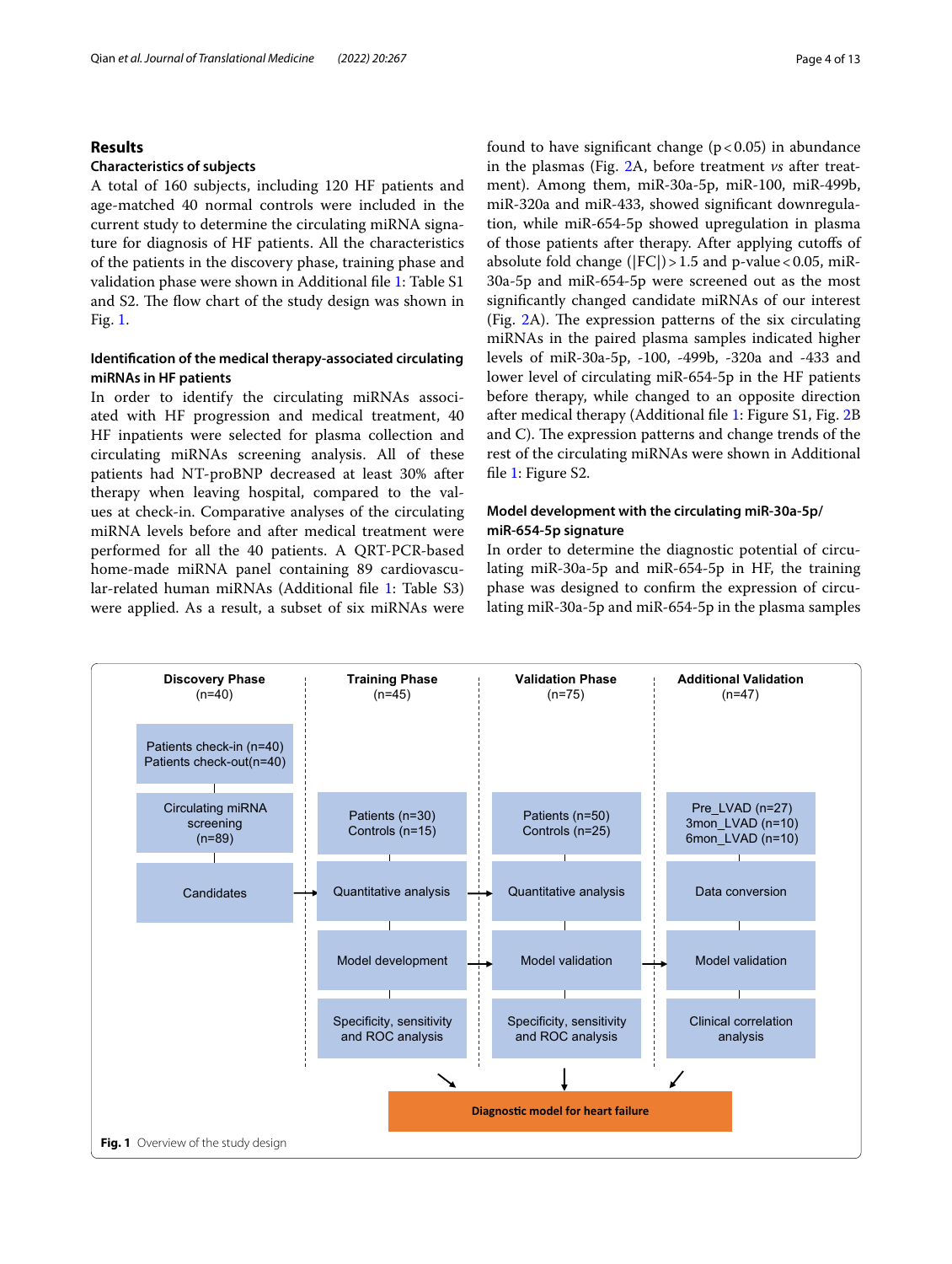## Results

### Characteristics of subjects

A total of 160 subjects, including 120 HF patients and age-matched 40 normal controls were included in the current study to determine the circulating miRNA signature for diagnosis of HF patients. All the characteristics of the patients in the discovery phase, training phase and validation phase were shown in Additional file 1: Table S1 and S2. The flow chart of the study design was shown in Fig. 1.

### Identification of the medical therapy-associated circulating miRNAs in HF patients

In order to identify the circulating miRNAs associated with HF progression and medical treatment, 40 HF inpatients were selected for plasma collection and circulating miRNAs screening analysis. All of these patients had NT-proBNP decreased at least 30% after therapy when leaving hospital, compared to the values at check-in. Comparative analyses of the circulating miRNA levels before and after medical treatment were performed for all the 40 patients. A QRT-PCR-based home-made miRNA panel containing 89 cardiovascular-related human miRNAs (Additional file 1: Table S3) were applied. As a result, a subset of six miRNAs were found to have significant change ($p < 0.05$) in abundance in the plasmas (Fig. 2A, before treatment *vs* after treatment). Among them, miR-30a-5p, miR-100, miR-499b, miR-320a and miR-433, showed significant downregulation, while miR-654-5p showed upregulation in plasma of those patients after therapy. After applying cutoffs of absolute fold change ($|FC|) > 1.5$ and p-value $< 0.05$, miR-30a-5p and miR-654-5p were screened out as the most significantly changed candidate miRNAs of our interest (Fig. 2A). The expression patterns of the six circulating miRNAs in the paired plasma samples indicated higher levels of miR-30a-5p, -100, -499b, -320a and -433 and lower level of circulating miR-654-5p in the HF patients before therapy, while changed to an opposite direction after medical therapy (Additional file 1: Figure S1, Fig. 2B and C). The expression patterns and change trends of the rest of the circulating miRNAs were shown in Additional file 1: Figure S2.

### Model development with the circulating miR-30a-5p/miR-654-5p signature

In order to determine the diagnostic potential of circulating miR-30a-5p and miR-654-5p in HF, the training phase was designed to confirm the expression of circulating miR-30a-5p and miR-654-5p in the plasma samples

| Discovery Phase (n=40) | Training Phase (n=45) | Validation Phase (n=75) | Additional Validation (n=47) |
|---|---|---|---|
| Patients check-in (n=40) Patients check-out(n=40) | | | |
| Circulating miRNA screening (n=89) | Patients (n=30) Controls (n=15) | Patients (n=50) Controls (n=25) | Pre_LVAD (n=27) 3mon_LVAD (n=10) 6mon_LVAD (n=10) |
| Candidates | Quantitative analysis | Quantitative analysis | Data conversion |
| | Model development | Model validation | Model validation |
| | Specificity, sensitivity and ROC analysis | Specificity, sensitivity and ROC analysis | Clinical correlation analysis |

Diagnostic model for heart failure

**Fig. 1** Overview of the study design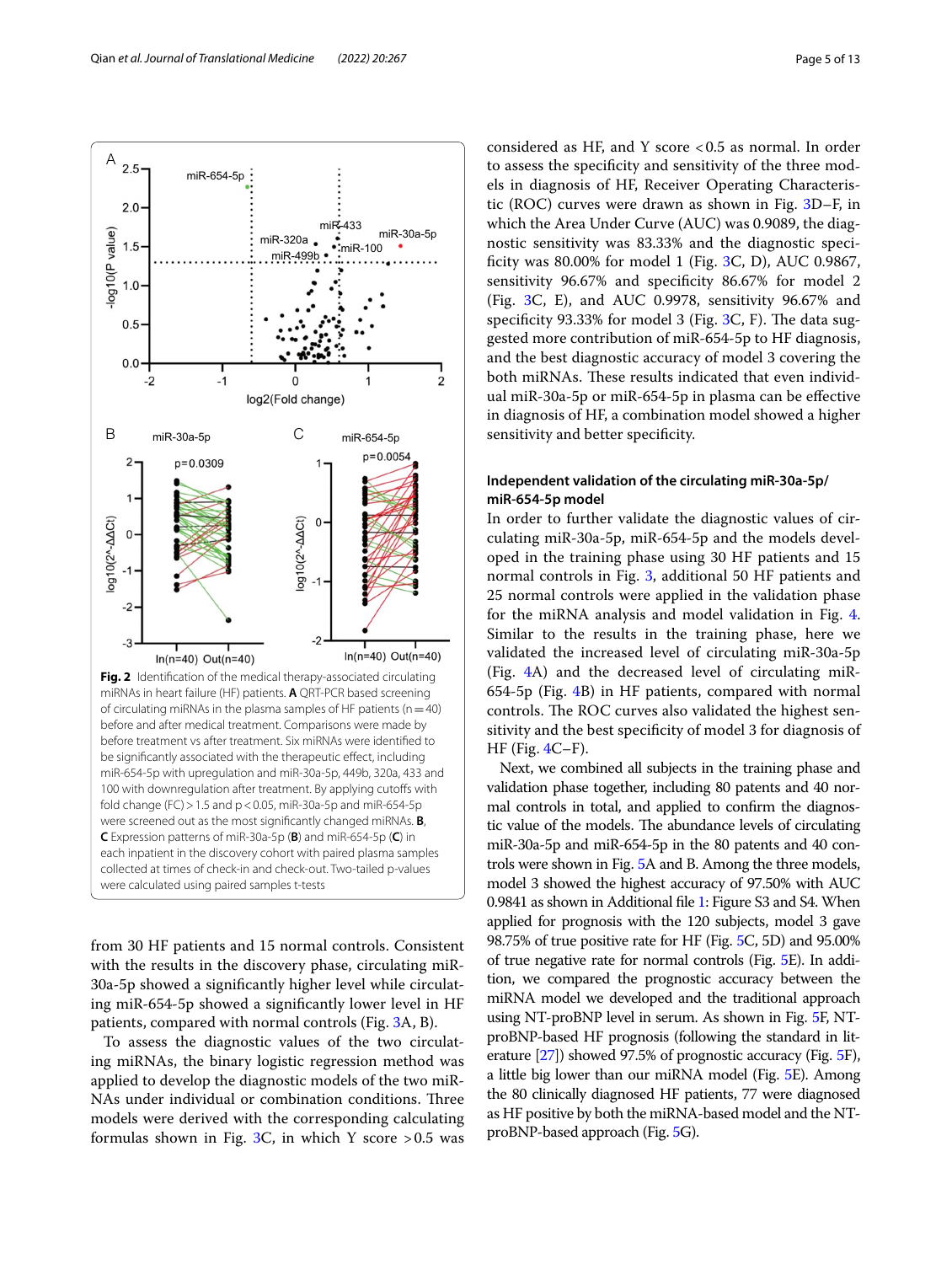**Fig. 2** Identification of the medical therapy-associated circulating miRNAs in heart failure (HF) patients. **A** QRT-PCR based screening of circulating miRNAs in the plasma samples of HF patients (n = 40) before and after medical treatment. Comparisons were made by before treatment vs after treatment. Six miRNAs were identified to be significantly associated with the therapeutic effect, including miR-654-5p with upregulation and miR-30a-5p, 449b, 320a, 433 and 100 with downregulation after treatment. By applying cutoffs with fold change (FC) > 1.5 and p < 0.05, miR-30a-5p and miR-654-5p were screened out as the most significantly changed miRNAs. **B**, **C** Expression patterns of miR-30a-5p (**B**) and miR-654-5p (**C**) in each inpatient in the discovery cohort with paired plasma samples collected at times of check-in and check-out. Two-tailed p-values were calculated using paired samples t-tests

from 30 HF patients and 15 normal controls. Consistent with the results in the discovery phase, circulating miR-30a-5p showed a significantly higher level while circulating miR-654-5p showed a significantly lower level in HF patients, compared with normal controls (Fig. 3A, B).

To assess the diagnostic values of the two circulating miRNAs, the binary logistic regression method was applied to develop the diagnostic models of the two miRNAs under individual or combination conditions. Three models were derived with the corresponding calculating formulas shown in Fig. 3C, in which Y score > 0.5 was considered as HF, and Y score < 0.5 as normal. In order to assess the specificity and sensitivity of the three models in diagnosis of HF, Receiver Operating Characteristic (ROC) curves were drawn as shown in Fig. 3D–F, in which the Area Under Curve (AUC) was 0.9089, the diagnostic sensitivity was 83.33% and the diagnostic specificity was 80.00% for model 1 (Fig. 3C, D), AUC 0.9867, sensitivity 96.67% and specificity 86.67% for model 2 (Fig. 3C, E), and AUC 0.9978, sensitivity 96.67% and specificity 93.33% for model 3 (Fig. 3C, F). The data suggested more contribution of miR-654-5p to HF diagnosis, and the best diagnostic accuracy of model 3 covering the both miRNAs. These results indicated that even individual miR-30a-5p or miR-654-5p in plasma can be effective in diagnosis of HF, a combination model showed a higher sensitivity and better specificity.

### Independent validation of the circulating miR-30a-5p/miR-654-5p model

In order to further validate the diagnostic values of circulating miR-30a-5p, miR-654-5p and the models developed in the training phase using 30 HF patients and 15 normal controls in Fig. 3, additional 50 HF patients and 25 normal controls were applied in the validation phase for the miRNA analysis and model validation in Fig. 4. Similar to the results in the training phase, here we validated the increased level of circulating miR-30a-5p (Fig. 4A) and the decreased level of circulating miR-654-5p (Fig. 4B) in HF patients, compared with normal controls. The ROC curves also validated the highest sensitivity and the best specificity of model 3 for diagnosis of HF (Fig. 4C–F).

Next, we combined all subjects in the training phase and validation phase together, including 80 patents and 40 normal controls in total, and applied to confirm the diagnostic value of the models. The abundance levels of circulating miR-30a-5p and miR-654-5p in the 80 patents and 40 controls were shown in Fig. 5A and B. Among the three models, model 3 showed the highest accuracy of 97.50% with AUC 0.9841 as shown in Additional file 1: Figure S3 and S4. When applied for prognosis with the 120 subjects, model 3 gave 98.75% of true positive rate for HF (Fig. 5C, 5D) and 95.00% of true negative rate for normal controls (Fig. 5E). In addition, we compared the prognostic accuracy between the miRNA model we developed and the traditional approach using NT-proBNP level in serum. As shown in Fig. 5F, NT-proBNP-based HF prognosis (following the standard in literature [27]) showed 97.5% of prognostic accuracy (Fig. 5F), a little big lower than our miRNA model (Fig. 5E). Among the 80 clinically diagnosed HF patients, 77 were diagnosed as HF positive by both the miRNA-based model and the NT-proBNP-based approach (Fig. 5G).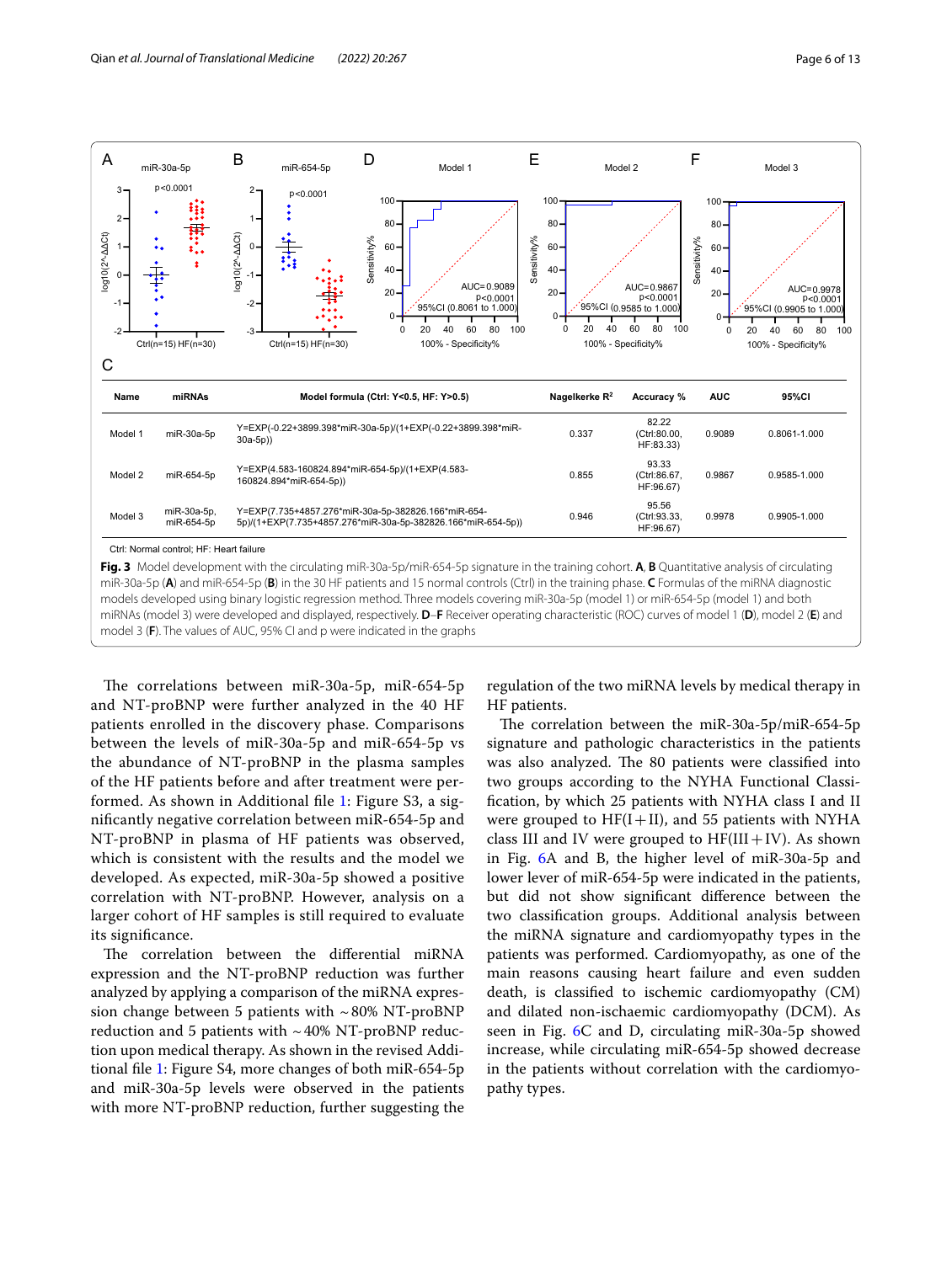| Name | miRNAs | Model formula (Ctrl: Y<0.5, HF: Y>0.5) | Nagelkerke $R^2$ | Accuracy % | AUC | 95%CI |
|---|---|---|---|---|---|---|
| Model 1 | miR-30a-5p | Y=EXP(-0.22+3899.398*miR-30a-5p)/(1+EXP(-0.22+3899.398*miR-30a-5p)) | 0.337 | 82.22 (Ctrl:80.00, HF:83.33) | 0.9089 | 0.8061-1.000 |
| Model 2 | miR-654-5p | Y=EXP(4.583-160824.894*miR-654-5p)/(1+EXP(4.583-160824.894*miR-654-5p)) | 0.855 | 93.33 (Ctrl:86.67, HF:96.67) | 0.9867 | 0.9585-1.000 |
| Model 3 | miR-30a-5p, miR-654-5p | Y=EXP(7.735+4857.276*miR-30a-5p-382826.166*miR-654-5p)/(1+EXP(7.735+4857.276*miR-30a-5p-382826.166*miR-654-5p)) | 0.946 | 95.56 (Ctrl:93.33, HF:96.67) | 0.9978 | 0.9905-1.000 |

Ctrl: Normal control; HF: Heart failure

**Fig. 3** Model development with the circulating miR-30a-5p/miR-654-5p signature in the training cohort. **A**, **B** Quantitative analysis of circulating miR-30a-5p (**A**) and miR-654-5p (**B**) in the 30 HF patients and 15 normal controls (Ctrl) in the training phase. **C** Formulas of the miRNA diagnostic models developed using binary logistic regression method. Three models covering miR-30a-5p (model 1) or miR-654-5p (model 1) and both miRNAs (model 3) were developed and displayed, respectively. **D**–**F** Receiver operating characteristic (ROC) curves of model 1 (**D**), model 2 (**E**) and model 3 (**F**). The values of AUC, 95% CI and p were indicated in the graphs

The correlations between miR-30a-5p, miR-654-5p and NT-proBNP were further analyzed in the 40 HF patients enrolled in the discovery phase. Comparisons between the levels of miR-30a-5p and miR-654-5p vs the abundance of NT-proBNP in the plasma samples of the HF patients before and after treatment were performed. As shown in Additional file 1: Figure S3, a significantly negative correlation between miR-654-5p and NT-proBNP in plasma of HF patients was observed, which is consistent with the results and the model we developed. As expected, miR-30a-5p showed a positive correlation with NT-proBNP. However, analysis on a larger cohort of HF samples is still required to evaluate its significance.

The correlation between the differential miRNA expression and the NT-proBNP reduction was further analyzed by applying a comparison of the miRNA expression change between 5 patients with ~80% NT-proBNP reduction and 5 patients with ~40% NT-proBNP reduction upon medical therapy. As shown in the revised Additional file 1: Figure S4, more changes of both miR-654-5p and miR-30a-5p levels were observed in the patients with more NT-proBNP reduction, further suggesting the regulation of the two miRNA levels by medical therapy in HF patients.

The correlation between the miR-30a-5p/miR-654-5p signature and pathologic characteristics in the patients was also analyzed. The 80 patients were classified into two groups according to the NYHA Functional Classification, by which 25 patients with NYHA class I and II were grouped to HF(I+II), and 55 patients with NYHA class III and IV were grouped to HF(III+IV). As shown in Fig. 6A and B, the higher level of miR-30a-5p and lower lever of miR-654-5p were indicated in the patients, but did not show significant difference between the two classification groups. Additional analysis between the miRNA signature and cardiomyopathy types in the patients was performed. Cardiomyopathy, as one of the main reasons causing heart failure and even sudden death, is classified to ischemic cardiomyopathy (CM) and dilated non-ischaemic cardiomyopathy (DCM). As seen in Fig. 6C and D, circulating miR-30a-5p showed increase, while circulating miR-654-5p showed decrease in the patients without correlation with the cardiomyopathy types.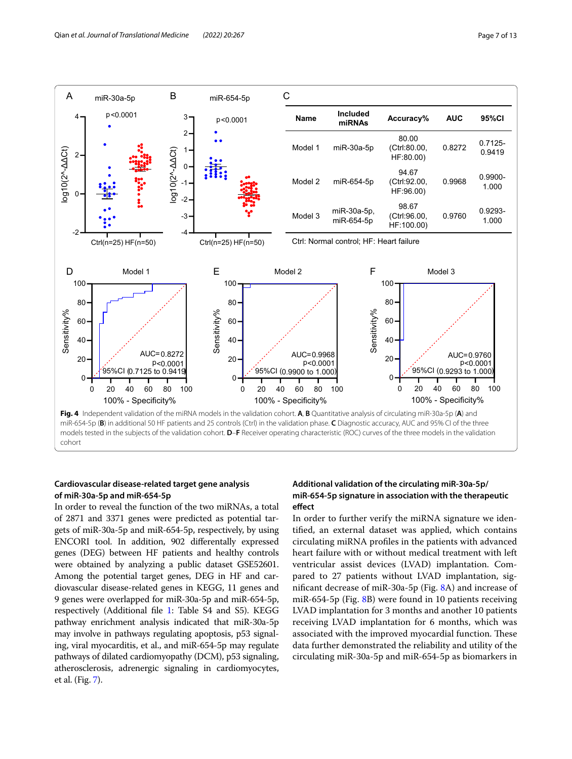| Name | Included miRNAs | Accuracy% | AUC | 95%CI |
|---|---|---|---|---|
| Model 1 | miR-30a-5p | 80.00 (Ctrl:80.00, HF:80.00) | 0.8272 | 0.7125-0.9419 |
| Model 2 | miR-654-5p | 94.67 (Ctrl:92.00, HF:96.00) | 0.9968 | 0.9900-1.000 |
| Model 3 | miR-30a-5p, miR-654-5p | 98.67 (Ctrl:96.00, HF:100.00) | 0.9760 | 0.9293-1.000 |

Ctrl: Normal control; HF: Heart failure

**Fig. 4** Independent validation of the miRNA models in the validation cohort. **A**, **B** Quantitative analysis of circulating miR-30a-5p (**A**) and miR-654-5p (**B**) in additional 50 HF patients and 25 controls (Ctrl) in the validation phase. **C** Diagnostic accuracy, AUC and 95% CI of the three models tested in the subjects of the validation cohort. **D**–**F** Receiver operating characteristic (ROC) curves of the three models in the validation cohort

### Cardiovascular disease-related target gene analysis of miR-30a-5p and miR-654-5p

In order to reveal the function of the two miRNAs, a total of 2871 and 3371 genes were predicted as potential targets of miR-30a-5p and miR-654-5p, respectively, by using ENCORI tool. In addition, 902 differentially expressed genes (DEG) between HF patients and healthy controls were obtained by analyzing a public dataset GSE52601. Among the potential target genes, DEG in HF and cardiovascular disease-related genes in KEGG, 11 genes and 9 genes were overlapped for miR-30a-5p and miR-654-5p, respectively (Additional file 1: Table S4 and S5). KEGG pathway enrichment analysis indicated that miR-30a-5p may involve in pathways regulating apoptosis, p53 signaling, viral myocarditis, et al., and miR-654-5p may regulate pathways of dilated cardiomyopathy (DCM), p53 signaling, atherosclerosis, adrenergic signaling in cardiomyocytes, et al. (Fig. 7).

### Additional validation of the circulating miR-30a-5p/miR-654-5p signature in association with the therapeutic effect

In order to further verify the miRNA signature we identified, an external dataset was applied, which contains circulating miRNA profiles in the patients with advanced heart failure with or without medical treatment with left ventricular assist devices (LVAD) implantation. Compared to 27 patients without LVAD implantation, significant decrease of miR-30a-5p (Fig. 8A) and increase of miR-654-5p (Fig. 8B) were found in 10 patients receiving LVAD implantation for 3 months and another 10 patients receiving LVAD implantation for 6 months, which was associated with the improved myocardial function. These data further demonstrated the reliability and utility of the circulating miR-30a-5p and miR-654-5p as biomarkers in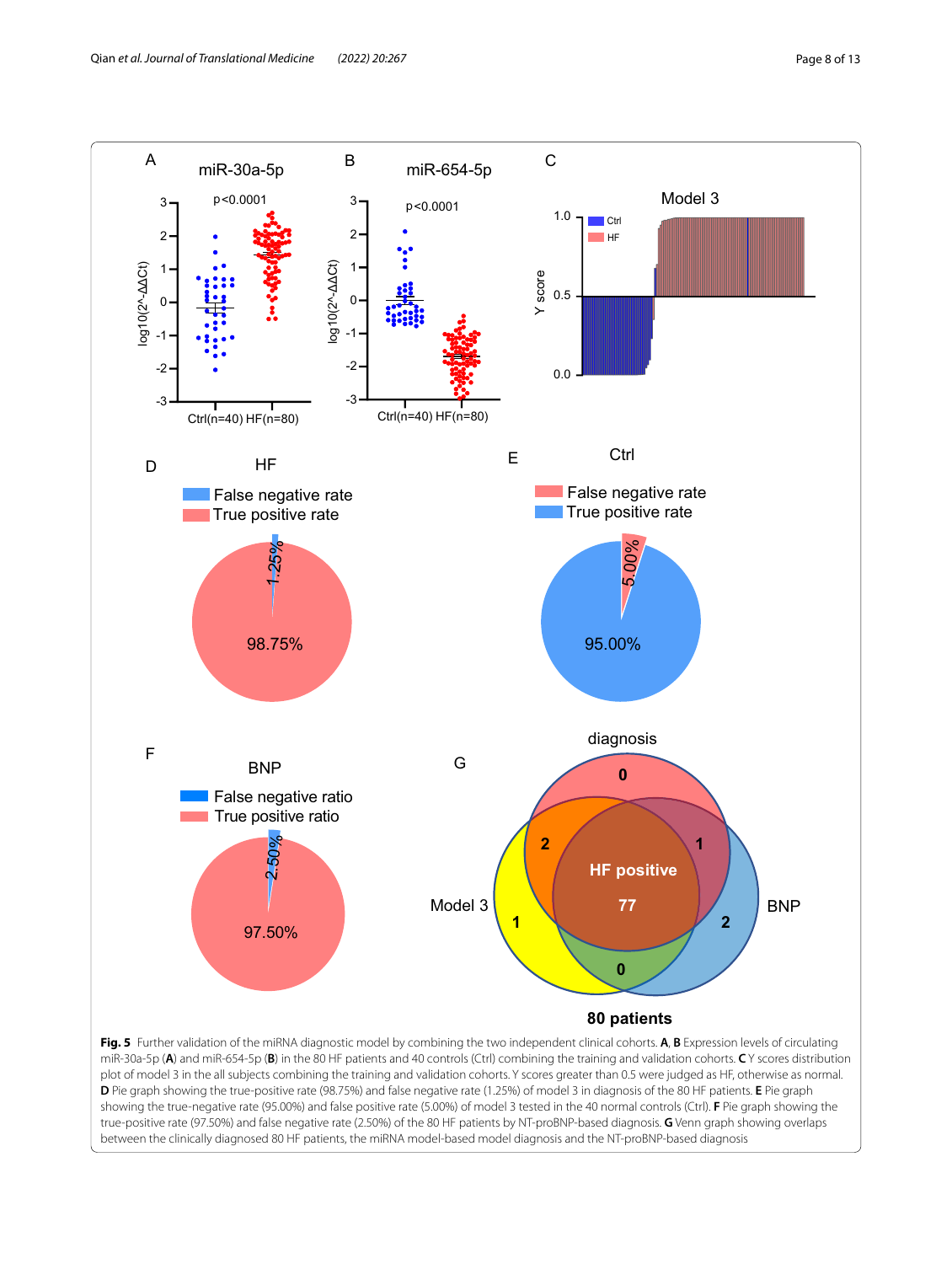**Fig. 5** Further validation of the miRNA diagnostic model by combining the two independent clinical cohorts. **A**, **B** Expression levels of circulating miR-30a-5p (**A**) and miR-654-5p (**B**) in the 80 HF patients and 40 controls (Ctrl) combining the training and validation cohorts. **C** Y scores distribution plot of model 3 in the all subjects combining the training and validation cohorts. Y scores greater than 0.5 were judged as HF, otherwise as normal. **D** Pie graph showing the true-positive rate (98.75%) and false negative rate (1.25%) of model 3 in diagnosis of the 80 HF patients. **E** Pie graph showing the true-negative rate (95.00%) and false positive rate (5.00%) of model 3 tested in the 40 normal controls (Ctrl). **F** Pie graph showing the true-positive rate (97.50%) and false negative rate (2.50%) of the 80 HF patients by NT-proBNP-based diagnosis. **G** Venn graph showing overlaps between the clinically diagnosed 80 HF patients, the miRNA model-based model diagnosis and the NT-proBNP-based diagnosis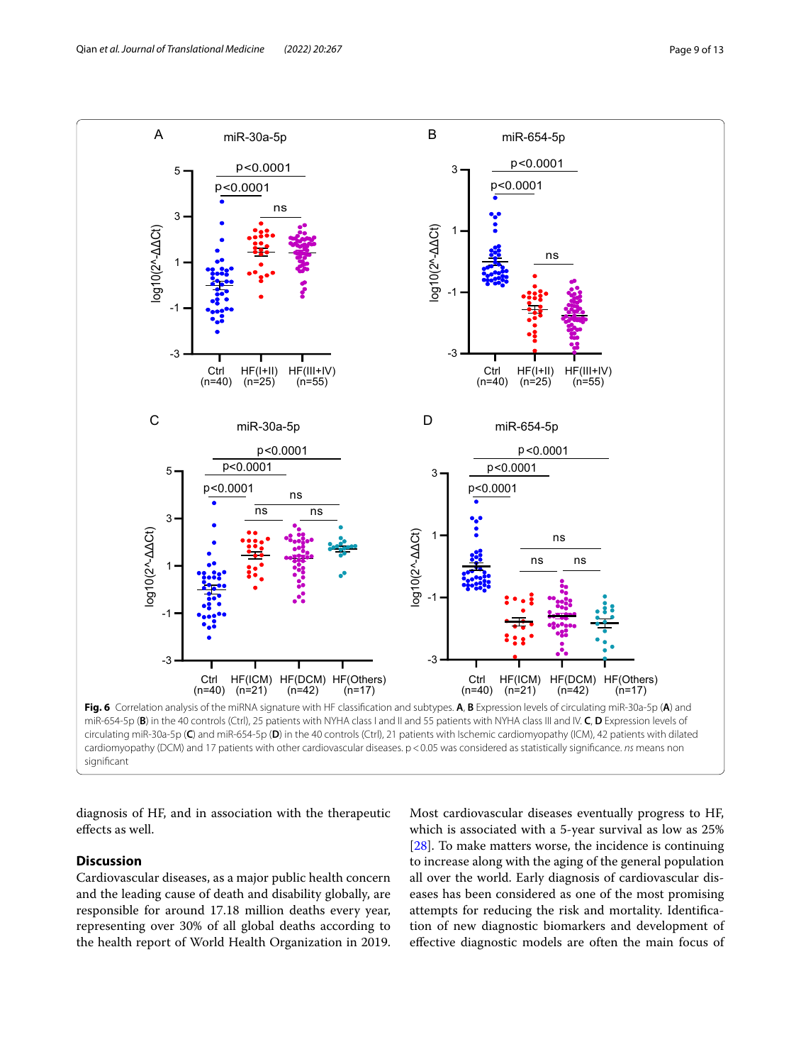**Fig. 6** Correlation analysis of the miRNA signature with HF classification and subtypes. **A**, **B** Expression levels of circulating miR-30a-5p (**A**) and miR-654-5p (**B**) in the 40 controls (Ctrl), 25 patients with NYHA class I and II and 55 patients with NYHA class III and IV. **C**, **D** Expression levels of circulating miR-30a-5p (**C**) and miR-654-5p (**D**) in the 40 controls (Ctrl), 21 patients with Ischemic cardiomyopathy (ICM), 42 patients with dilated cardiomyopathy (DCM) and 17 patients with other cardiovascular diseases. $p < 0.05$ was considered as statistically significance. *ns* means non significant

diagnosis of HF, and in association with the therapeutic effects as well.

## Discussion

Cardiovascular diseases, as a major public health concern and the leading cause of death and disability globally, are responsible for around 17.18 million deaths every year, representing over 30% of all global deaths according to the health report of World Health Organization in 2019. Most cardiovascular diseases eventually progress to HF, which is associated with a 5-year survival as low as 25% [28]. To make matters worse, the incidence is continuing to increase along with the aging of the general population all over the world. Early diagnosis of cardiovascular diseases has been considered as one of the most promising attempts for reducing the risk and mortality. Identification of new diagnostic biomarkers and development of effective diagnostic models are often the main focus of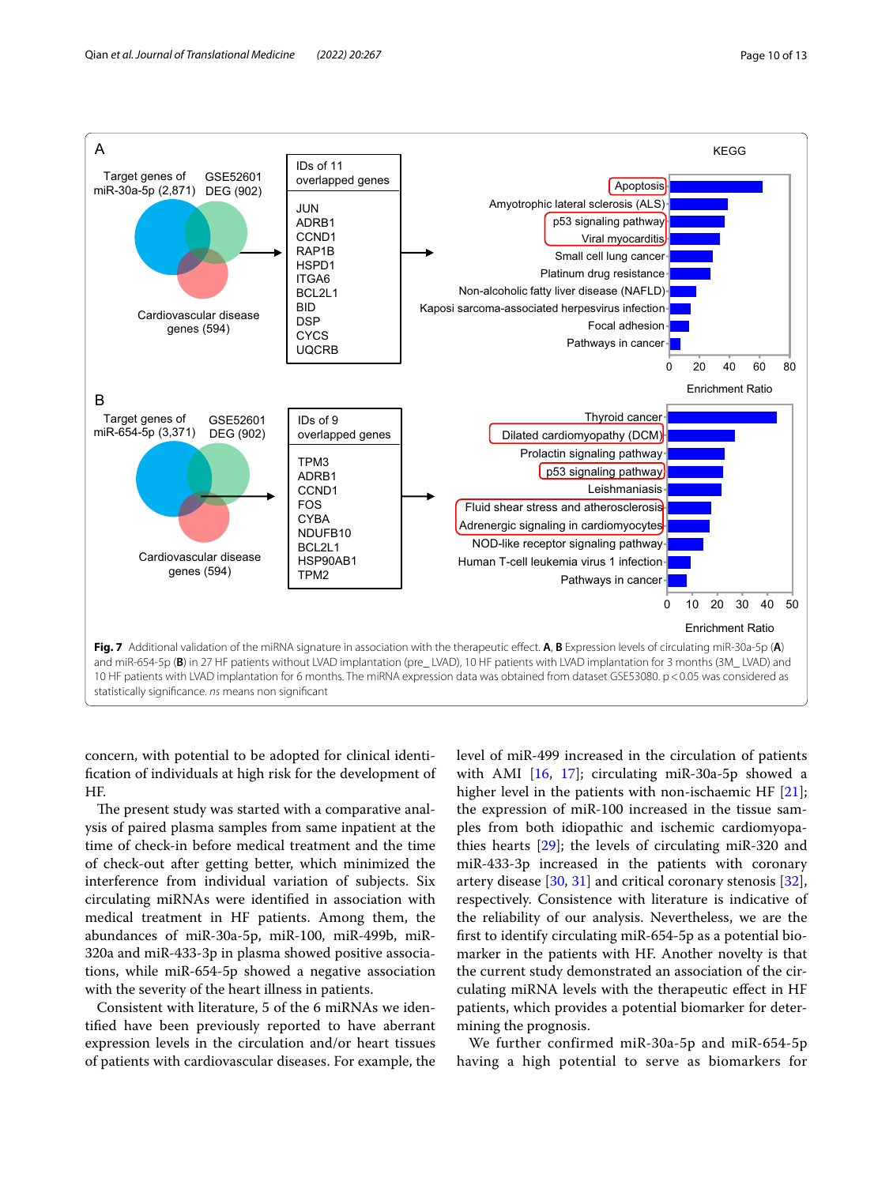**Fig. 7** Additional validation of the miRNA signature in association with the therapeutic effect. **A**, **B** Expression levels of circulating miR-30a-5p (**A**) and miR-654-5p (**B**) in 27 HF patients without LVAD implantation (pre_ LVAD), 10 HF patients with LVAD implantation for 3 months (3M_ LVAD) and 10 HF patients with LVAD implantation for 6 months. The miRNA expression data was obtained from dataset GSE53080. $p < 0.05$ was considered as statistically significance. *ns* means non significant

concern, with potential to be adopted for clinical identification of individuals at high risk for the development of HF.

The present study was started with a comparative analysis of paired plasma samples from same inpatient at the time of check-in before medical treatment and the time of check-out after getting better, which minimized the interference from individual variation of subjects. Six circulating miRNAs were identified in association with medical treatment in HF patients. Among them, the abundances of miR-30a-5p, miR-100, miR-499b, miR-320a and miR-433-3p in plasma showed positive associations, while miR-654-5p showed a negative association with the severity of the heart illness in patients.

Consistent with literature, 5 of the 6 miRNAs we identified have been previously reported to have aberrant expression levels in the circulation and/or heart tissues of patients with cardiovascular diseases. For example, the level of miR-499 increased in the circulation of patients with AMI [16, 17]; circulating miR-30a-5p showed a higher level in the patients with non-ischaemic HF [21]; the expression of miR-100 increased in the tissue samples from both idiopathic and ischemic cardiomyopathies hearts [29]; the levels of circulating miR-320 and miR-433-3p increased in the patients with coronary artery disease [30, 31] and critical coronary stenosis [32], respectively. Consistence with literature is indicative of the reliability of our analysis. Nevertheless, we are the first to identify circulating miR-654-5p as a potential biomarker in the patients with HF. Another novelty is that the current study demonstrated an association of the circulating miRNA levels with the therapeutic effect in HF patients, which provides a potential biomarker for determining the prognosis.

We further confirmed miR-30a-5p and miR-654-5p having a high potential to serve as biomarkers for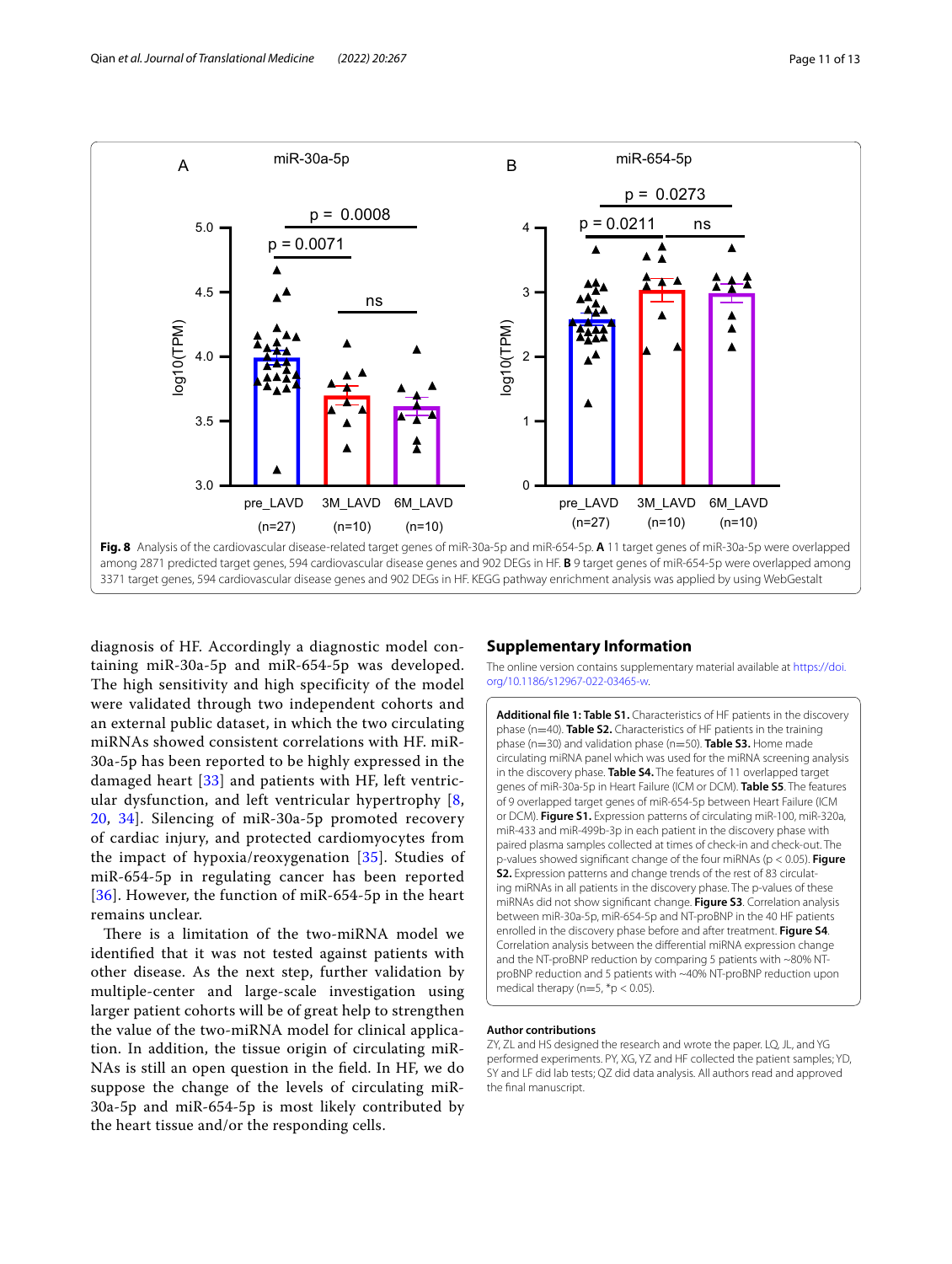**Fig. 8** Analysis of the cardiovascular disease-related target genes of miR-30a-5p and miR-654-5p. **A** 11 target genes of miR-30a-5p were overlapped among 2871 predicted target genes, 594 cardiovascular disease genes and 902 DEGs in HF. **B** 9 target genes of miR-654-5p were overlapped among 3371 target genes, 594 cardiovascular disease genes and 902 DEGs in HF. KEGG pathway enrichment analysis was applied by using WebGestalt

diagnosis of HF. Accordingly a diagnostic model containing miR-30a-5p and miR-654-5p was developed. The high sensitivity and high specificity of the model were validated through two independent cohorts and an external public dataset, in which the two circulating miRNAs showed consistent correlations with HF. miR-30a-5p has been reported to be highly expressed in the damaged heart [33] and patients with HF, left ventricular dysfunction, and left ventricular hypertrophy [8, 20, 34]. Silencing of miR-30a-5p promoted recovery of cardiac injury, and protected cardiomyocytes from the impact of hypoxia/reoxygenation [35]. Studies of miR-654-5p in regulating cancer has been reported [36]. However, the function of miR-654-5p in the heart remains unclear.

There is a limitation of the two-miRNA model we identified that it was not tested against patients with other disease. As the next step, further validation by multiple-center and large-scale investigation using larger patient cohorts will be of great help to strengthen the value of the two-miRNA model for clinical application. In addition, the tissue origin of circulating miRNAs is still an open question in the field. In HF, we do suppose the change of the levels of circulating miR-30a-5p and miR-654-5p is most likely contributed by the heart tissue and/or the responding cells.

## Supplementary Information

The online version contains supplementary material available at https://doi.org/10.1186/s12967-022-03465-w.

**Additional file 1: Table S1.** Characteristics of HF patients in the discovery phase (n=40). **Table S2.** Characteristics of HF patients in the training phase (n=30) and validation phase (n=50). **Table S3.** Home made circulating miRNA panel which was used for the miRNA screening analysis in the discovery phase. **Table S4.** The features of 11 overlapped target genes of miR-30a-5p in Heart Failure (ICM or DCM). **Table S5.** The features of 9 overlapped target genes of miR-654-5p between Heart Failure (ICM or DCM). **Figure S1.** Expression patterns of circulating miR-100, miR-320a, miR-433 and miR-499b-3p in each patient in the discovery phase with paired plasma samples collected at times of check-in and check-out. The p-values showed significant change of the four miRNAs ($p < 0.05$). **Figure S2.** Expression patterns and change trends of the rest of 83 circulating miRNAs in all patients in the discovery phase. The p-values of these miRNAs did not show significant change. **Figure S3.** Correlation analysis between miR-30a-5p, miR-654-5p and NT-proBNP in the 40 HF patients enrolled in the discovery phase before and after treatment. **Figure S4.** Correlation analysis between the differential miRNA expression change and the NT-proBNP reduction by comparing 5 patients with ~80% NT-proBNP reduction and 5 patients with ~40% NT-proBNP reduction upon medical therapy (n=5, $^*p < 0.05$).

### Author contributions

ZY, ZL and HS designed the research and wrote the paper. LQ, JL, and YG performed experiments. PY, XG, YZ and HF collected the patient samples; YD, SY and LF did lab tests; QZ did data analysis. All authors read and approved the final manuscript.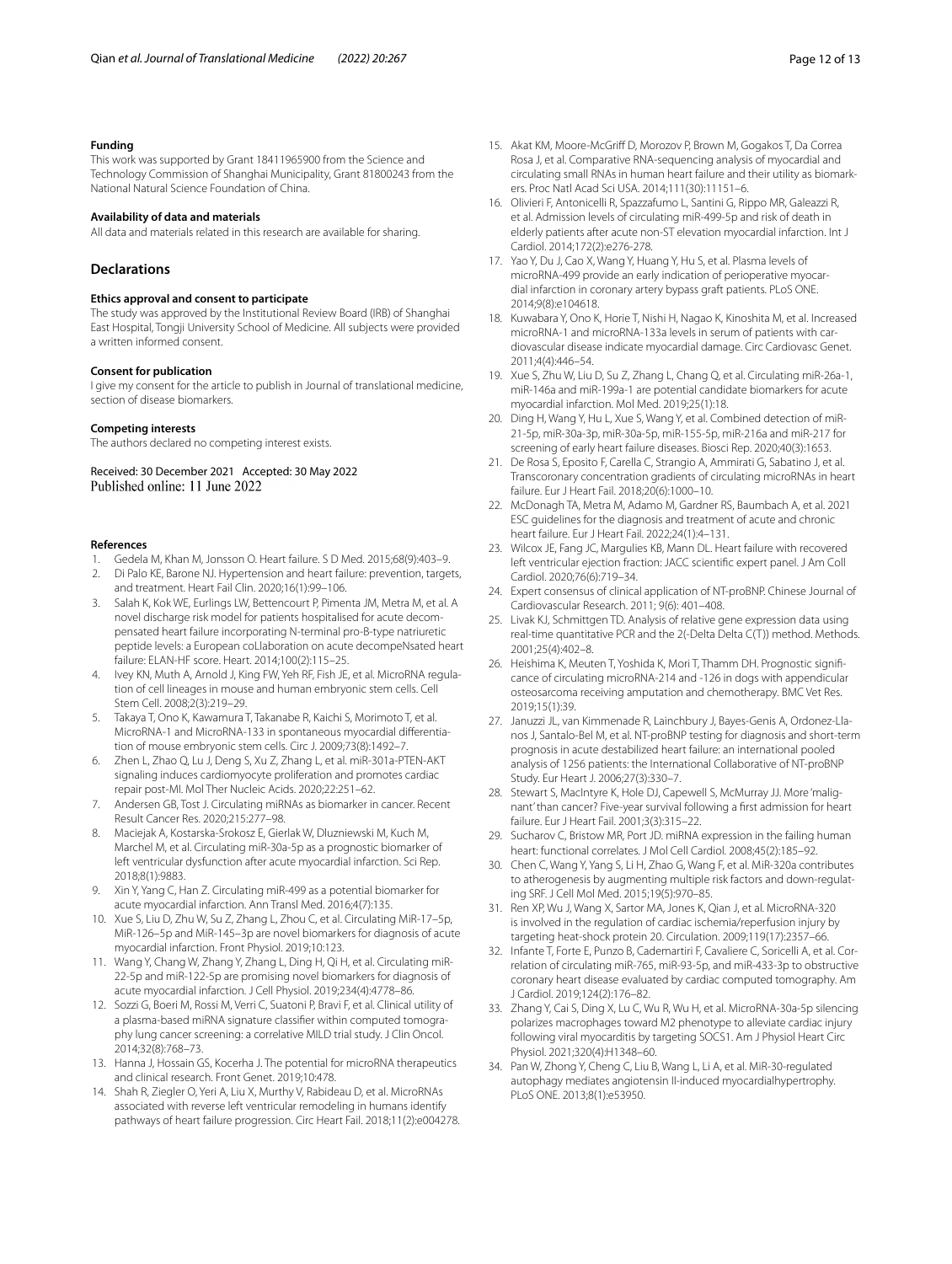#### Funding

This work was supported by Grant 18411965900 from the Science and Technology Commission of Shanghai Municipality, Grant 81800243 from the National Natural Science Foundation of China.

#### Availability of data and materials

All data and materials related in this research are available for sharing.

## Declarations

#### Ethics approval and consent to participate

The study was approved by the Institutional Review Board (IRB) of Shanghai East Hospital, Tongji University School of Medicine. All subjects were provided a written informed consent.

#### Consent for publication

I give my consent for the article to publish in Journal of translational medicine, section of disease biomarkers.

#### Competing interests

The authors declared no competing interest exists.

Received: 30 December 2021 Accepted: 30 May 2022
Published online: 11 June 2022

#### References

1. Gedela M, Khan M, Jonsson O. Heart failure. S D Med. 2015;68(9):403–9.
2. Di Palo KE, Barone NJ. Hypertension and heart failure: prevention, targets, and treatment. Heart Fail Clin. 2020;16(1):99–106.
3. Salah K, Kok WE, Eurlings LW, Bettencourt P, Pimenta JM, Metra M, et al. A novel discharge risk model for patients hospitalised for acute decompensated heart failure incorporating N-terminal pro-B-type natriuretic peptide levels: a European coLlaboration on acute decompeNsated heart failure: ELAN-HF score. Heart. 2014;100(2):115–25.
4. Ivey KN, Muth A, Arnold J, King FW, Yeh RF, Fish JE, et al. MicroRNA regulation of cell lineages in mouse and human embryonic stem cells. Cell Stem Cell. 2008;2(3):219–29.
5. Takaya T, Ono K, Kawamura T, Takanabe R, Kaichi S, Morimoto T, et al. MicroRNA-1 and MicroRNA-133 in spontaneous myocardial differentiation of mouse embryonic stem cells. Circ J. 2009;73(8):1492–7.
6. Zhen L, Zhao Q, Lu J, Deng S, Xu Z, Zhang L, et al. miR-301a-PTEN-AKT signaling induces cardiomyocyte proliferation and promotes cardiac repair post-MI. Mol Ther Nucleic Acids. 2020;22:251–62.
7. Andersen GB, Tost J. Circulating miRNAs as biomarker in cancer. Recent Result Cancer Res. 2020;215:277–98.
8. Maciejak A, Kostarska-Srokosz E, Gierlak W, Dluzniewski M, Kuch M, Marchel M, et al. Circulating miR-30a-5p as a prognostic biomarker of left ventricular dysfunction after acute myocardial infarction. Sci Rep. 2018;8(1):9883.
9. Xin Y, Yang C, Han Z. Circulating miR-499 as a potential biomarker for acute myocardial infarction. Ann Transl Med. 2016;4(7):135.
10. Xue S, Liu D, Zhu W, Su Z, Zhang L, Zhou C, et al. Circulating MiR-17–5p, MiR-126–5p and MiR-145–3p are novel biomarkers for diagnosis of acute myocardial infarction. Front Physiol. 2019;10:123.
11. Wang Y, Chang W, Zhang Y, Zhang L, Ding H, Qi H, et al. Circulating miR-22-5p and miR-122-5p are promising novel biomarkers for diagnosis of acute myocardial infarction. J Cell Physiol. 2019;234(4):4778–86.
12. Sozzi G, Boeri M, Rossi M, Verri C, Suatoni P, Bravi F, et al. Clinical utility of a plasma-based miRNA signature classifier within computed tomography lung cancer screening: a correlative MILD trial study. J Clin Oncol. 2014;32(8):768–73.
13. Hanna J, Hossain GS, Kocerha J. The potential for microRNA therapeutics and clinical research. Front Genet. 2019;10:478.
14. Shah R, Ziegler O, Yeri A, Liu X, Murthy V, Rabideau D, et al. MicroRNAs associated with reverse left ventricular remodeling in humans identify pathways of heart failure progression. Circ Heart Fail. 2018;11(2):e004278.
15. Akat KM, Moore-McGriff D, Morozov P, Brown M, Gogakos T, Da Correa Rosa J, et al. Comparative RNA-sequencing analysis of myocardial and circulating small RNAs in human heart failure and their utility as biomarkers. Proc Natl Acad Sci USA. 2014;111(30):11151–6.
16. Olivieri F, Antonicelli R, Spazzafumo L, Santini G, Rippo MR, Galeazzi R, et al. Admission levels of circulating miR-499-5p and risk of death in elderly patients after acute non-ST elevation myocardial infarction. Int J Cardiol. 2014;172(2):e276-278.
17. Yao Y, Du J, Cao X, Wang Y, Huang Y, Hu S, et al. Plasma levels of microRNA-499 provide an early indication of perioperative myocardial infarction in coronary artery bypass graft patients. PLoS ONE. 2014;9(8):e104618.
18. Kuwabara Y, Ono K, Horie T, Nishi H, Nagao K, Kinoshita M, et al. Increased microRNA-1 and microRNA-133a levels in serum of patients with cardiovascular disease indicate myocardial damage. Circ Cardiovasc Genet. 2011;4(4):446–54.
19. Xue S, Zhu W, Liu D, Su Z, Zhang L, Chang Q, et al. Circulating miR-26a-1, miR-146a and miR-199a-1 are potential candidate biomarkers for acute myocardial infarction. Mol Med. 2019;25(1):18.
20. Ding H, Wang Y, Hu L, Xue S, Wang Y, et al. Combined detection of miR-21-5p, miR-30a-3p, miR-30a-5p, miR-155-5p, miR-216a and miR-217 for screening of early heart failure diseases. Biosci Rep. 2020;40(3):1653.
21. De Rosa S, Eposito F, Carella C, Strangio A, Ammirati G, Sabatino J, et al. Transcoronary concentration gradients of circulating microRNAs in heart failure. Eur J Heart Fail. 2018;20(6):1000–10.
22. McDonagh TA, Metra M, Adamo M, Gardner RS, Baumbach A, et al. 2021 ESC guidelines for the diagnosis and treatment of acute and chronic heart failure. Eur J Heart Fail. 2022;24(1):4–131.
23. Wilcox JE, Fang JC, Margulies KB, Mann DL. Heart failure with recovered left ventricular ejection fraction: JACC scientific expert panel. J Am Coll Cardiol. 2020;76(6):719–34.
24. Expert consensus of clinical application of NT-proBNP. Chinese Journal of Cardiovascular Research. 2011; 9(6): 401–408.
25. Livak KJ, Schmittgen TD. Analysis of relative gene expression data using real-time quantitative PCR and the 2(-Delta Delta C(T)) method. Methods. 2001;25(4):402–8.
26. Heishima K, Meuten T, Yoshida K, Mori T, Thamm DH. Prognostic significance of circulating microRNA-214 and -126 in dogs with appendicular osteosarcoma receiving amputation and chemotherapy. BMC Vet Res. 2019;15(1):39.
27. Januzzi JL, van Kimmenade R, Lainchbury J, Bayes-Genis A, Ordonez-Llanos J, Santalo-Bel M, et al. NT-proBNP testing for diagnosis and short-term prognosis in acute destabilized heart failure: an international pooled analysis of 1256 patients: the International Collaborative of NT-proBNP Study. Eur Heart J. 2006;27(3):330–7.
28. Stewart S, MacIntyre K, Hole DJ, Capewell S, McMurray JJ. More 'malignant' than cancer? Five-year survival following a first admission for heart failure. Eur J Heart Fail. 2001;3(3):315–22.
29. Sucharov C, Bristow MR, Port JD. miRNA expression in the failing human heart: functional correlates. J Mol Cell Cardiol. 2008;45(2):185–92.
30. Chen C, Wang Y, Yang S, Li H, Zhao G, Wang F, et al. MiR-320a contributes to atherogenesis by augmenting multiple risk factors and down-regulating SRF. J Cell Mol Med. 2015;19(5):970–85.
31. Ren XP, Wu J, Wang X, Sartor MA, Jones K, Qian J, et al. MicroRNA-320 is involved in the regulation of cardiac ischemia/reperfusion injury by targeting heat-shock protein 20. Circulation. 2009;119(17):2357–66.
32. Infante T, Forte E, Punzo B, Cademartiri F, Cavaliere C, Soricelli A, et al. Correlation of circulating miR-765, miR-93-5p, and miR-433-3p to obstructive coronary heart disease evaluated by cardiac computed tomography. Am J Cardiol. 2019;124(2):176–82.
33. Zhang Y, Cai S, Ding X, Lu C, Wu R, Wu H, et al. MicroRNA-30a-5p silencing polarizes macrophages toward M2 phenotype to alleviate cardiac injury following viral myocarditis by targeting SOCS1. Am J Physiol Heart Circ Physiol. 2021;320(4):H1348–60.
34. Pan W, Zhong Y, Cheng C, Liu B, Wang L, Li A, et al. MiR-30-regulated autophagy mediates angiotensin II-induced myocardialhypertrophy. PLoS ONE. 2013;8(1):e53950.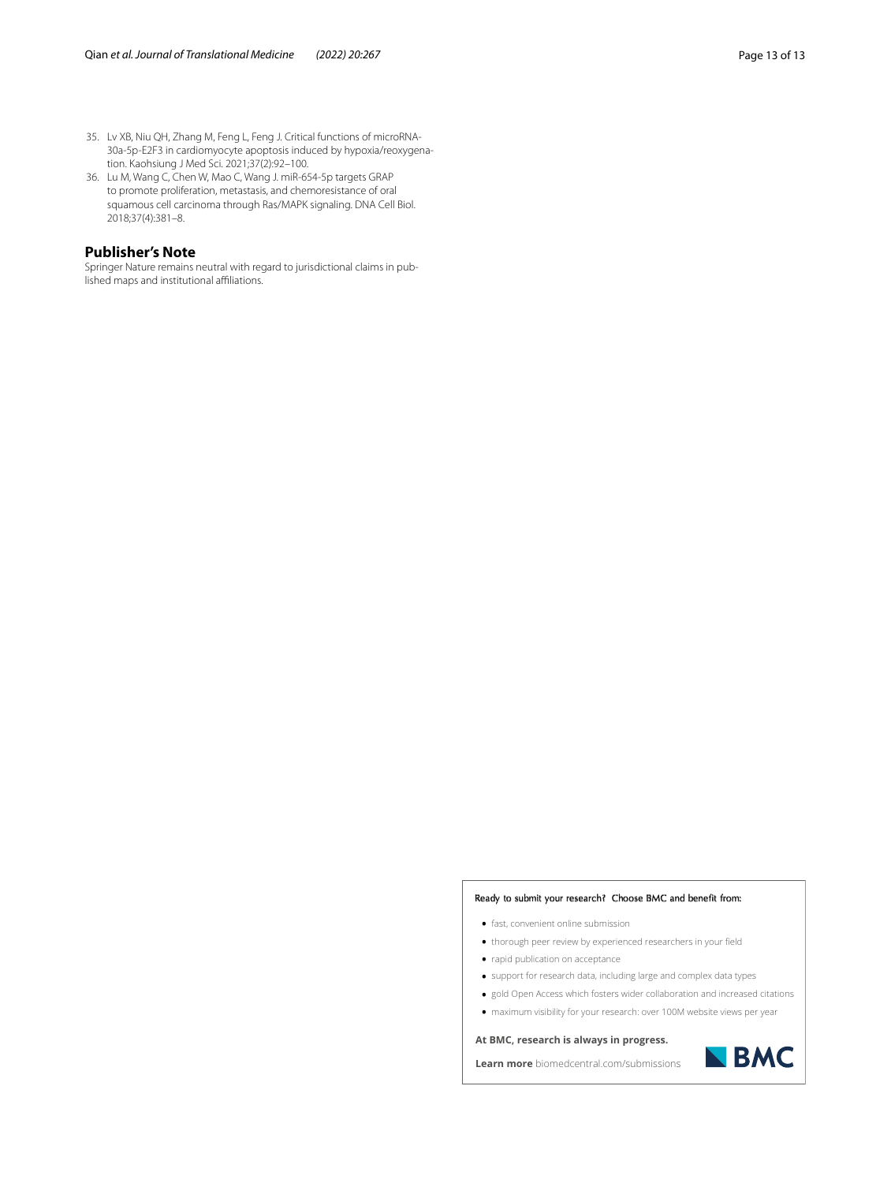35. Lv XB, Niu QH, Zhang M, Feng L, Feng J. Critical functions of microRNA-30a-5p-E2F3 in cardiomyocyte apoptosis induced by hypoxia/reoxygenation. Kaohsiung J Med Sci. 2021;37(2):92–100.
36. Lu M, Wang C, Chen W, Mao C, Wang J. miR-654-5p targets GRAP to promote proliferation, metastasis, and chemoresistance of oral squamous cell carcinoma through Ras/MAPK signaling. DNA Cell Biol. 2018;37(4):381–8.

## Publisher's Note

Springer Nature remains neutral with regard to jurisdictional claims in published maps and institutional affiliations.

Ready to submit your research? Choose BMC and benefit from:

- fast, convenient online submission
- thorough peer review by experienced researchers in your field
- rapid publication on acceptance
- support for research data, including large and complex data types
- gold Open Access which fosters wider collaboration and increased citations
- maximum visibility for your research: over 100M website views per year

**At BMC, research is always in progress.**

**Learn more** biomedcentral.com/submissions

BMC